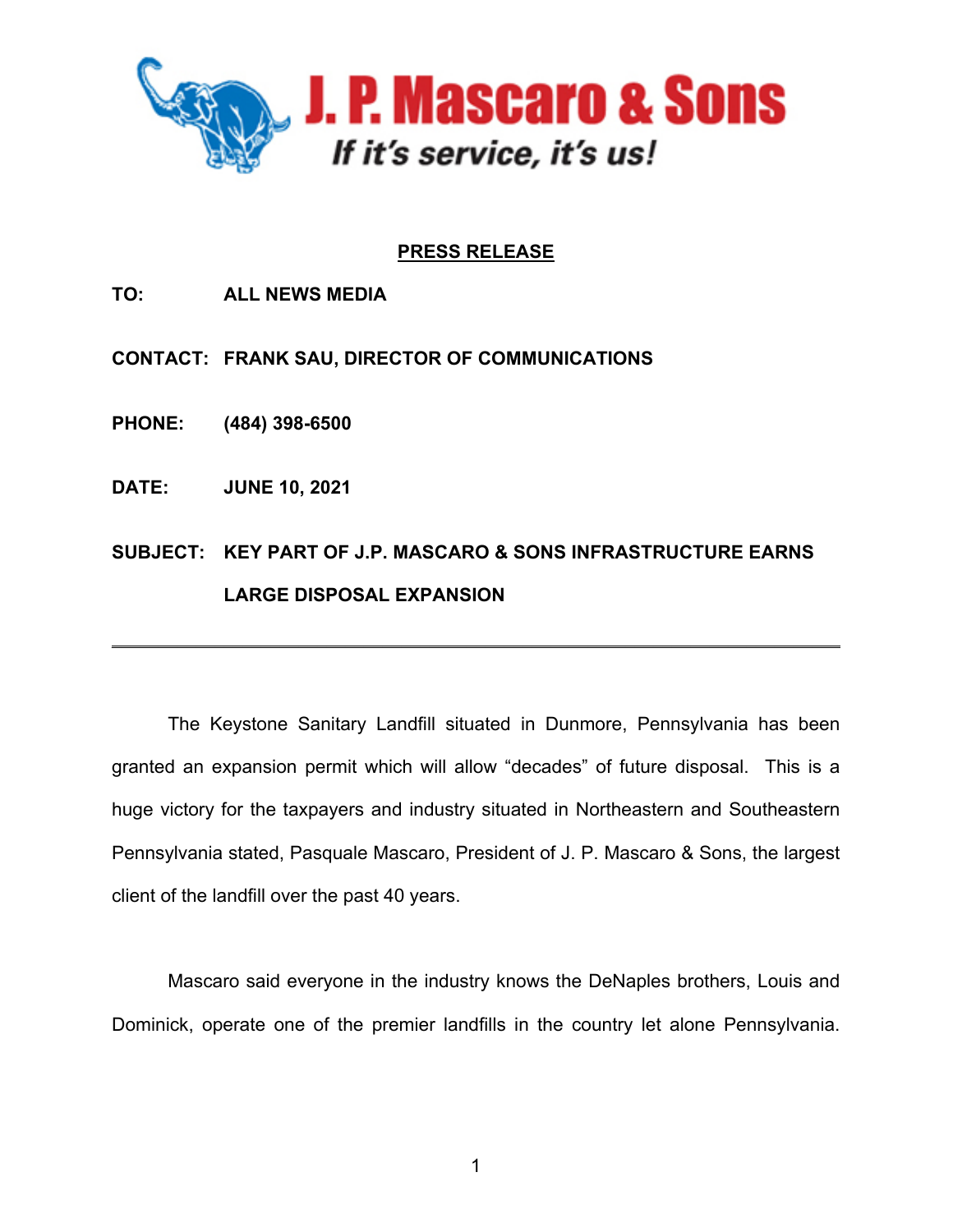# J. P. Mascaro & Sons

*If it's service, it's us!*

## PRESS RELEASE

**TO:** ALL NEWS MEDIA

**CONTACT:** FRANK SAU, DIRECTOR OF COMMUNICATIONS

**PHONE:** (484) 398-6500

**DATE:** JUNE 10, 2021

**SUBJECT:** KEY PART OF J.P. MASCARO & SONS INFRASTRUCTURE EARNS LARGE DISPOSAL EXPANSION

---

The Keystone Sanitary Landfill situated in Dunmore, Pennsylvania has been granted an expansion permit which will allow "decades" of future disposal. This is a huge victory for the taxpayers and industry situated in Northeastern and Southeastern Pennsylvania stated, Pasquale Mascaro, President of J. P. Mascaro & Sons, the largest client of the landfill over the past 40 years.

Mascaro said everyone in the industry knows the DeNaples brothers, Louis and Dominick, operate one of the premier landfills in the country let alone Pennsylvania.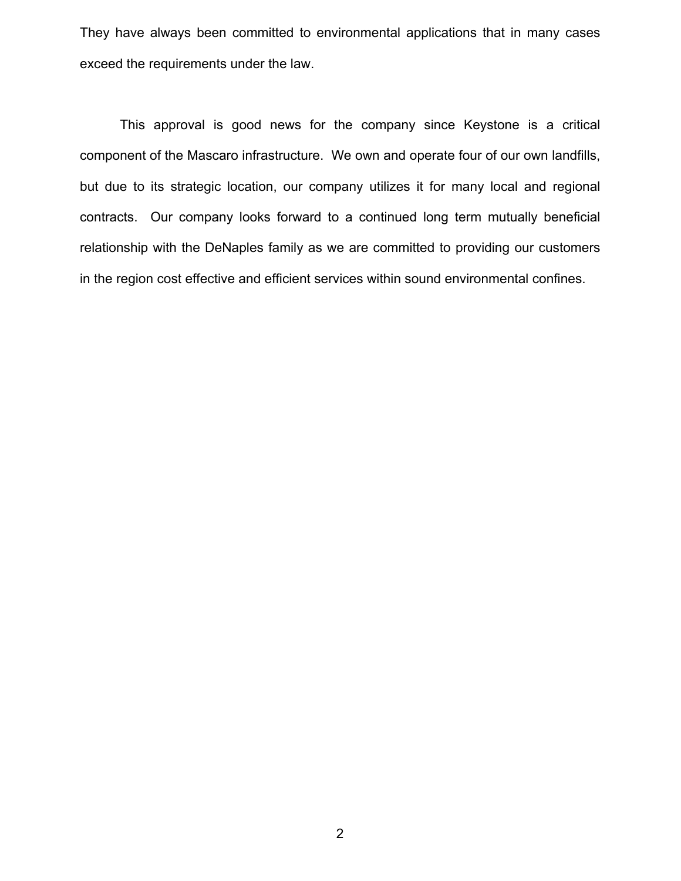They have always been committed to environmental applications that in many cases exceed the requirements under the law.

This approval is good news for the company since Keystone is a critical component of the Mascaro infrastructure. We own and operate four of our own landfills, but due to its strategic location, our company utilizes it for many local and regional contracts. Our company looks forward to a continued long term mutually beneficial relationship with the DeNaples family as we are committed to providing our customers in the region cost effective and efficient services within sound environmental confines.